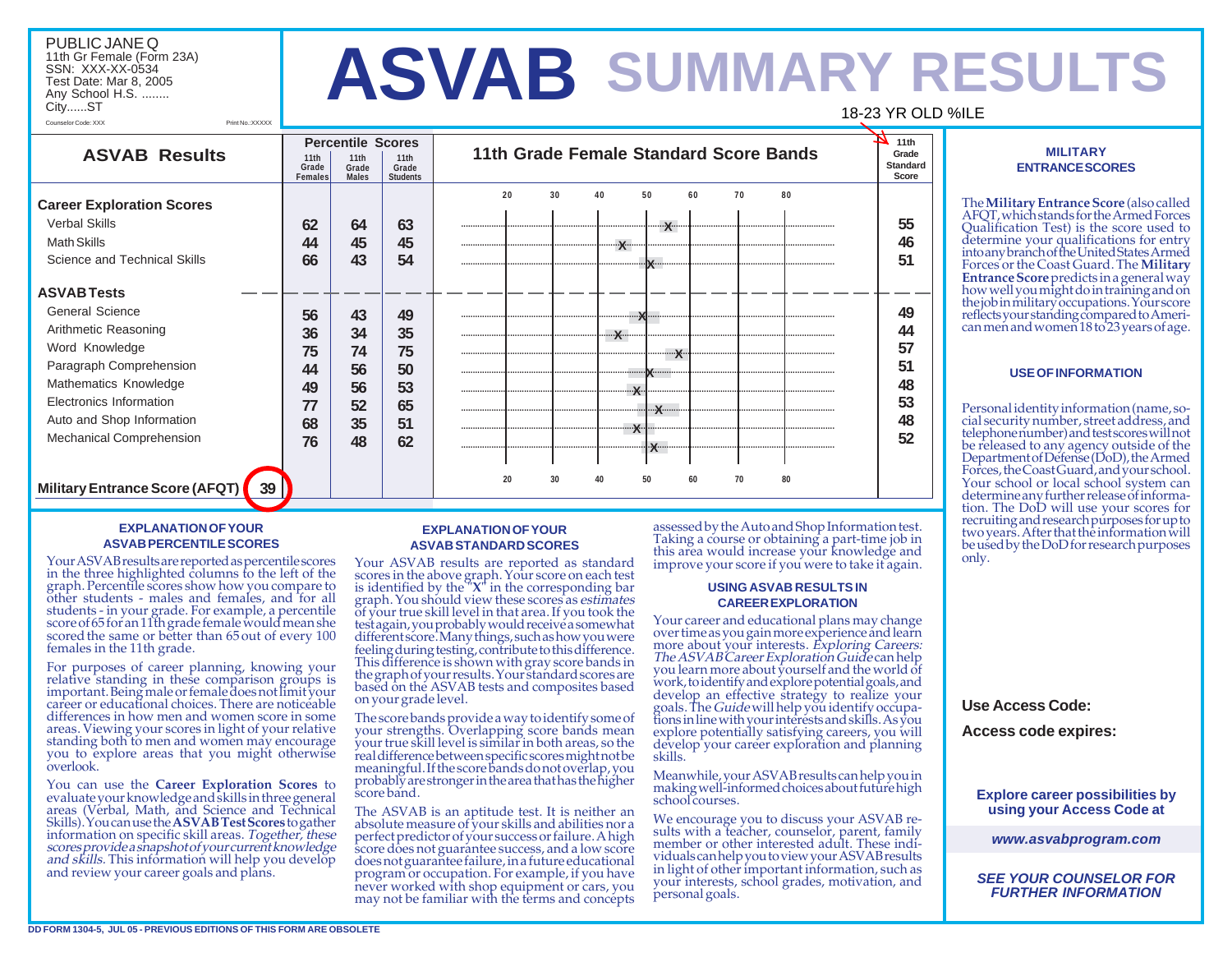PUBLIC JANE Q
11th Gr Female (Form 23A)
SSN: XXX-XX-0534
Test Date: Mar 8, 2005
Any School H.S. ........
City......ST

Counselor Code: XXX Print No.:XXXXX

# ASVAB SUMMARY RESULTS

18-23 YR OLD %ILE

| ASVAB Results | Percentile Scores: 11th Grade Females | 11th Grade Males | 11th Grade Students | 11th Grade Female Standard Score Bands | 11th Grade Standard Score |
|---|---|---|---|---|---|
| **Career Exploration Scores** | | | | | |
| Verbal Skills | 62 | 64 | 63 | X | 55 |
| Math Skills | 44 | 45 | 45 | X | 46 |
| Science and Technical Skills | 66 | 43 | 54 | X | 51 |
| **ASVAB Tests** | | | | | |
| General Science | 56 | 43 | 49 | X | 49 |
| Arithmetic Reasoning | 36 | 34 | 35 | X | 44 |
| Word Knowledge | 75 | 74 | 75 | X | 57 |
| Paragraph Comprehension | 44 | 56 | 50 | X | 51 |
| Mathematics Knowledge | 49 | 56 | 53 | X | 48 |
| Electronics Information | 77 | 52 | 65 | X | 53 |
| Auto and Shop Information | 68 | 35 | 51 | X | 48 |
| Mechanical Comprehension | 76 | 48 | 62 | X | 52 |
| **Military Entrance Score (AFQT)** 39 | | | | | |

### EXPLANATION OF YOUR ASVAB PERCENTILE SCORES

Your ASVAB results are reported as percentile scores in the three highlighted columns to the left of the graph. Percentile scores show how you compare to other students - males and females, and for all students - in your grade. For example, a percentile score of 65 for an 11th grade female would mean she scored the same or better than 65 out of every 100 females in the 11th grade.

For purposes of career planning, knowing your relative standing in these comparison groups is important. Being male or female does not limit your career or educational choices. There are noticeable differences in how men and women score in some areas. Viewing your scores in light of your relative standing both to men and women may encourage you to explore areas that you might otherwise overlook.

You can use the **Career Exploration Scores** to evaluate your knowledge and skills in three general areas (Verbal, Math, and Science and Technical Skills). You can use the **ASVAB Test Scores** to gather information on specific skill areas. *Together, these scores provide a snapshot of your current knowledge and skills.* This information will help you develop and review your career goals and plans.

### EXPLANATION OF YOUR ASVAB STANDARD SCORES

Your ASVAB results are reported as standard scores in the above graph. Your score on each test is identified by the "X" in the corresponding bar graph. You should view these scores as *estimates* of your true skill level in that area. If you took the test again, you probably would receive a somewhat different score. Many things, such as how you were feeling during testing, contribute to this difference. This difference is shown with gray score bands in the graph of your results. Your standard scores are based on the ASVAB tests and composites based on your grade level.

The score bands provide a way to identify some of your strengths. Overlapping score bands mean your true skill level is similar in both areas, so the real difference between specific scores might not be meaningful. If the score bands do not overlap, you probably are stronger in the area that has the higher score band.

The ASVAB is an aptitude test. It is neither an absolute measure of your skills and abilities nor a perfect predictor of your success or failure. A high score does not guarantee success, and a low score does not guarantee failure, in a future educational program or occupation. For example, if you have never worked with shop equipment or cars, you may not be familiar with the terms and concepts assessed by the Auto and Shop Information test. Taking a course or obtaining a part-time job in this area would increase your knowledge and improve your score if you were to take it again.

### USING ASVAB RESULTS IN CAREER EXPLORATION

Your career and educational plans may change over time as you gain more experience and learn more about your interests. *Exploring Careers: The ASVAB Career Exploration Guide* can help you learn more about yourself and the world of work, to identify and explore potential goals, and develop an effective strategy to realize your goals. The *Guide* will help you identify occupations in line with your interests and skills. As you explore potentially satisfying careers, you will develop your career exploration and planning skills.

Meanwhile, your ASVAB results can help you in making well-informed choices about future high school courses.

We encourage you to discuss your ASVAB results with a teacher, counselor, parent, family member or other interested adult. These individuals can help you to view your ASVAB results in light of other important information, such as your interests, school grades, motivation, and personal goals.

### MILITARY ENTRANCE SCORES

The **Military Entrance Score** (also called AFQT, which stands for the Armed Forces Qualification Test) is the score used to determine your qualifications for entry into any branch of the United States Armed Forces or the Coast Guard. The **Military Entrance Score** predicts in a general way how well you might do in training and on the job in military occupations. Your score reflects your standing compared to American men and women 18 to 23 years of age.

### USE OF INFORMATION

Personal identity information (name, social security number, street address, and telephone number) and test scores will not be released to any agency outside of the Department of Defense (DoD), the Armed Forces, the Coast Guard, and your school. Your school or local school system can determine any further release of information. The DoD will use your scores for recruiting and research purposes for up to two years. After that the information will be used by the DoD for research purposes only.

**Use Access Code:**

**Access code expires:**

**Explore career possibilities by using your Access Code at**

***www.asvabprogram.com***

***SEE YOUR COUNSELOR FOR FURTHER INFORMATION***

DD FORM 1304-5, JUL 05 - PREVIOUS EDITIONS OF THIS FORM ARE OBSOLETE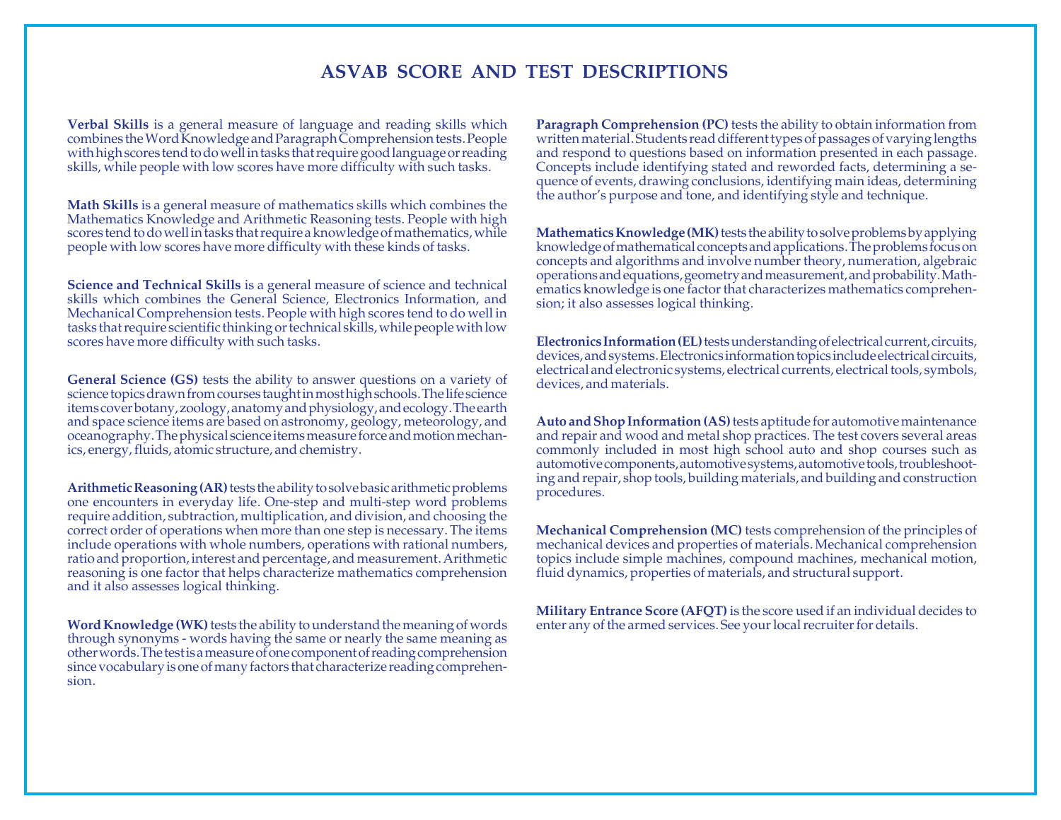# ASVAB SCORE AND TEST DESCRIPTIONS

**Verbal Skills** is a general measure of language and reading skills which combines the Word Knowledge and Paragraph Comprehension tests. People with high scores tend to do well in tasks that require good language or reading skills, while people with low scores have more difficulty with such tasks.

**Math Skills** is a general measure of mathematics skills which combines the Mathematics Knowledge and Arithmetic Reasoning tests. People with high scores tend to do well in tasks that require a knowledge of mathematics, while people with low scores have more difficulty with these kinds of tasks.

**Science and Technical Skills** is a general measure of science and technical skills which combines the General Science, Electronics Information, and Mechanical Comprehension tests. People with high scores tend to do well in tasks that require scientific thinking or technical skills, while people with low scores have more difficulty with such tasks.

**General Science (GS)** tests the ability to answer questions on a variety of science topics drawn from courses taught in most high schools. The life science items cover botany, zoology, anatomy and physiology, and ecology. The earth and space science items are based on astronomy, geology, meteorology, and oceanography. The physical science items measure force and motion mechanics, energy, fluids, atomic structure, and chemistry.

**Arithmetic Reasoning (AR)** tests the ability to solve basic arithmetic problems one encounters in everyday life. One-step and multi-step word problems require addition, subtraction, multiplication, and division, and choosing the correct order of operations when more than one step is necessary. The items include operations with whole numbers, operations with rational numbers, ratio and proportion, interest and percentage, and measurement. Arithmetic reasoning is one factor that helps characterize mathematics comprehension and it also assesses logical thinking.

**Word Knowledge (WK)** tests the ability to understand the meaning of words through synonyms - words having the same or nearly the same meaning as other words. The test is a measure of one component of reading comprehension since vocabulary is one of many factors that characterize reading comprehension.

**Paragraph Comprehension (PC)** tests the ability to obtain information from written material. Students read different types of passages of varying lengths and respond to questions based on information presented in each passage. Concepts include identifying stated and reworded facts, determining a sequence of events, drawing conclusions, identifying main ideas, determining the author's purpose and tone, and identifying style and technique.

**Mathematics Knowledge (MK)** tests the ability to solve problems by applying knowledge of mathematical concepts and applications. The problems focus on concepts and algorithms and involve number theory, numeration, algebraic operations and equations, geometry and measurement, and probability. Mathematics knowledge is one factor that characterizes mathematics comprehension; it also assesses logical thinking.

**Electronics Information (EL)** tests understanding of electrical current, circuits, devices, and systems. Electronics information topics include electrical circuits, electrical and electronic systems, electrical currents, electrical tools, symbols, devices, and materials.

**Auto and Shop Information (AS)** tests aptitude for automotive maintenance and repair and wood and metal shop practices. The test covers several areas commonly included in most high school auto and shop courses such as automotive components, automotive systems, automotive tools, troubleshooting and repair, shop tools, building materials, and building and construction procedures.

**Mechanical Comprehension (MC)** tests comprehension of the principles of mechanical devices and properties of materials. Mechanical comprehension topics include simple machines, compound machines, mechanical motion, fluid dynamics, properties of materials, and structural support.

**Military Entrance Score (AFQT)** is the score used if an individual decides to enter any of the armed services. See your local recruiter for details.